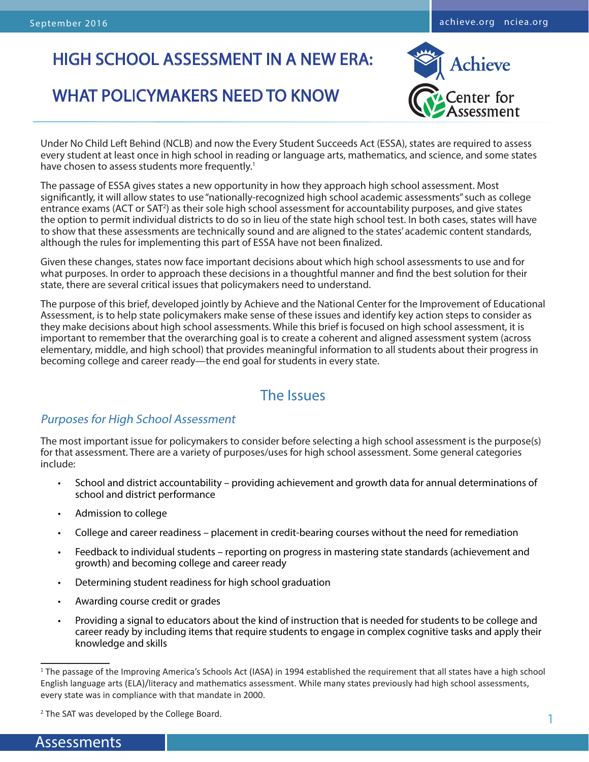# HIGH SCHOOL ASSESSMENT IN A NEW ERA: WHAT POLICYMAKERS NEED TO KNOW

Under No Child Left Behind (NCLB) and now the Every Student Succeeds Act (ESSA), states are required to assess every student at least once in high school in reading or language arts, mathematics, and science, and some states have chosen to assess students more frequently.[1]

The passage of ESSA gives states a new opportunity in how they approach high school assessment. Most significantly, it will allow states to use "nationally-recognized high school academic assessments" such as college entrance exams (ACT or SAT[2]) as their sole high school assessment for accountability purposes, and give states the option to permit individual districts to do so in lieu of the state high school test. In both cases, states will have to show that these assessments are technically sound and are aligned to the states' academic content standards, although the rules for implementing this part of ESSA have not been finalized.

Given these changes, states now face important decisions about which high school assessments to use and for what purposes. In order to approach these decisions in a thoughtful manner and find the best solution for their state, there are several critical issues that policymakers need to understand.

The purpose of this brief, developed jointly by Achieve and the National Center for the Improvement of Educational Assessment, is to help state policymakers make sense of these issues and identify key action steps to consider as they make decisions about high school assessments. While this brief is focused on high school assessment, it is important to remember that the overarching goal is to create a coherent and aligned assessment system (across elementary, middle, and high school) that provides meaningful information to all students about their progress in becoming college and career ready—the end goal for students in every state.

## The Issues

### *Purposes for High School Assessment*

The most important issue for policymakers to consider before selecting a high school assessment is the purpose(s) for that assessment. There are a variety of purposes/uses for high school assessment. Some general categories include:

- School and district accountability – providing achievement and growth data for annual determinations of school and district performance
- Admission to college
- College and career readiness – placement in credit-bearing courses without the need for remediation
- Feedback to individual students – reporting on progress in mastering state standards (achievement and growth) and becoming college and career ready
- Determining student readiness for high school graduation
- Awarding course credit or grades
- Providing a signal to educators about the kind of instruction that is needed for students to be college and career ready by including items that require students to engage in complex cognitive tasks and apply their knowledge and skills

---

[1] The passage of the Improving America's Schools Act (IASA) in 1994 established the requirement that all states have a high school English language arts (ELA)/literacy and mathematics assessment. While many states previously had high school assessments, every state was in compliance with that mandate in 2000.

[2] The SAT was developed by the College Board.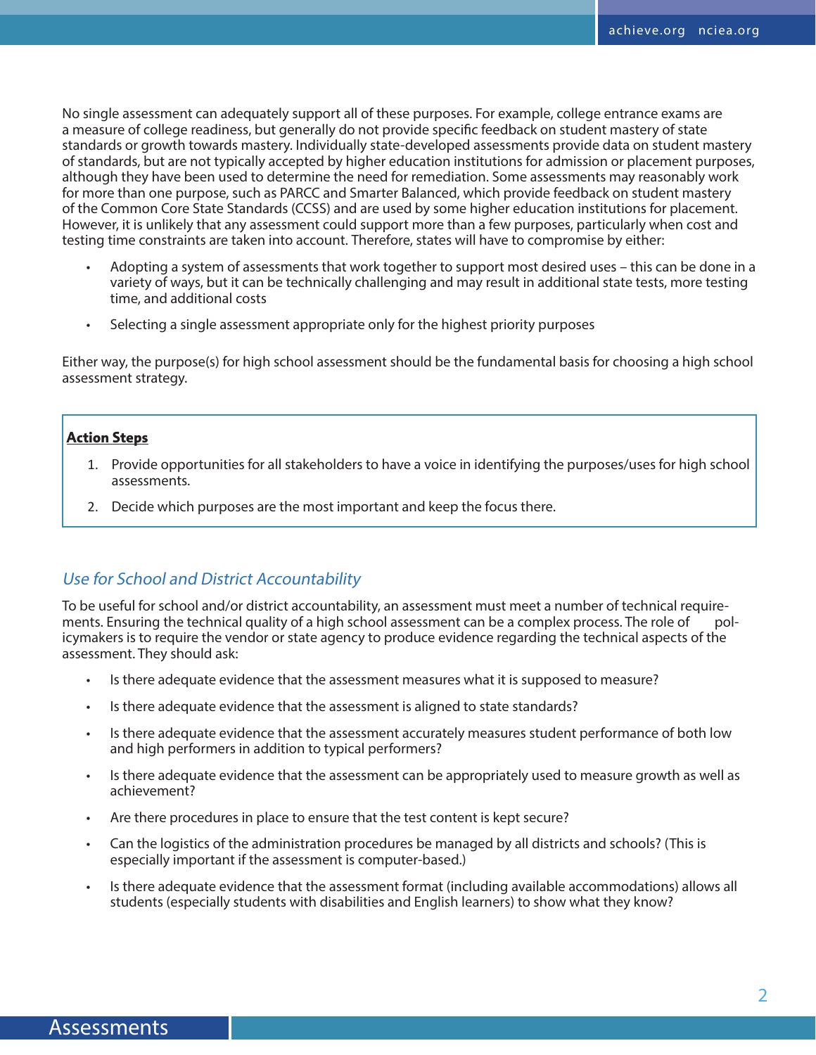No single assessment can adequately support all of these purposes. For example, college entrance exams are a measure of college readiness, but generally do not provide specific feedback on student mastery of state standards or growth towards mastery. Individually state-developed assessments provide data on student mastery of standards, but are not typically accepted by higher education institutions for admission or placement purposes, although they have been used to determine the need for remediation. Some assessments may reasonably work for more than one purpose, such as PARCC and Smarter Balanced, which provide feedback on student mastery of the Common Core State Standards (CCSS) and are used by some higher education institutions for placement. However, it is unlikely that any assessment could support more than a few purposes, particularly when cost and testing time constraints are taken into account. Therefore, states will have to compromise by either:

- Adopting a system of assessments that work together to support most desired uses – this can be done in a variety of ways, but it can be technically challenging and may result in additional state tests, more testing time, and additional costs
- Selecting a single assessment appropriate only for the highest priority purposes

Either way, the purpose(s) for high school assessment should be the fundamental basis for choosing a high school assessment strategy.

**Action Steps**

1. Provide opportunities for all stakeholders to have a voice in identifying the purposes/uses for high school assessments.
2. Decide which purposes are the most important and keep the focus there.

### *Use for School and District Accountability*

To be useful for school and/or district accountability, an assessment must meet a number of technical requirements. Ensuring the technical quality of a high school assessment can be a complex process. The role of policymakers is to require the vendor or state agency to produce evidence regarding the technical aspects of the assessment. They should ask:

- Is there adequate evidence that the assessment measures what it is supposed to measure?
- Is there adequate evidence that the assessment is aligned to state standards?
- Is there adequate evidence that the assessment accurately measures student performance of both low and high performers in addition to typical performers?
- Is there adequate evidence that the assessment can be appropriately used to measure growth as well as achievement?
- Are there procedures in place to ensure that the test content is kept secure?
- Can the logistics of the administration procedures be managed by all districts and schools? (This is especially important if the assessment is computer-based.)
- Is there adequate evidence that the assessment format (including available accommodations) allows all students (especially students with disabilities and English learners) to show what they know?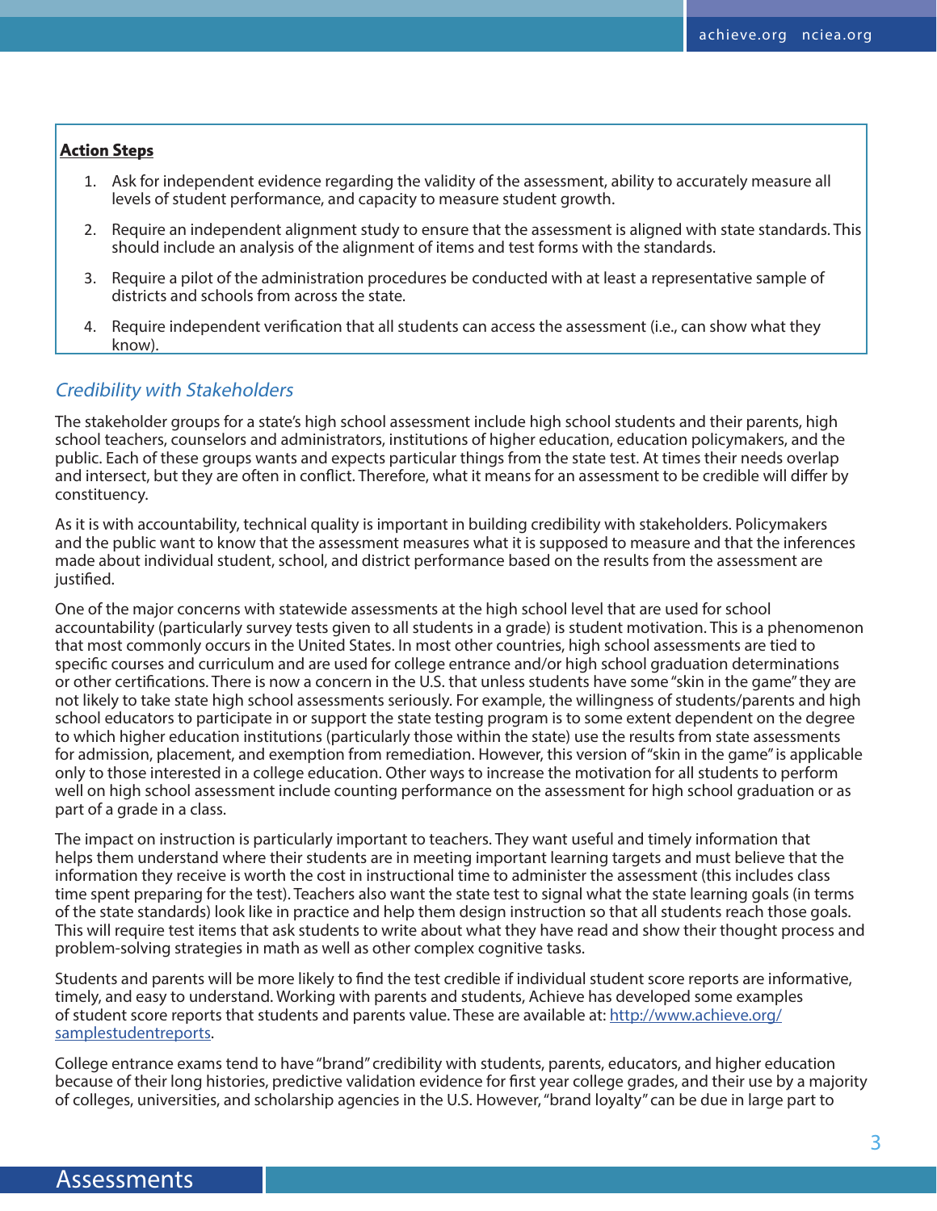**Action Steps**

1. Ask for independent evidence regarding the validity of the assessment, ability to accurately measure all levels of student performance, and capacity to measure student growth.
2. Require an independent alignment study to ensure that the assessment is aligned with state standards. This should include an analysis of the alignment of items and test forms with the standards.
3. Require a pilot of the administration procedures be conducted with at least a representative sample of districts and schools from across the state.
4. Require independent verification that all students can access the assessment (i.e., can show what they know).

### *Credibility with Stakeholders*

The stakeholder groups for a state's high school assessment include high school students and their parents, high school teachers, counselors and administrators, institutions of higher education, education policymakers, and the public. Each of these groups wants and expects particular things from the state test. At times their needs overlap and intersect, but they are often in conflict. Therefore, what it means for an assessment to be credible will differ by constituency.

As it is with accountability, technical quality is important in building credibility with stakeholders. Policymakers and the public want to know that the assessment measures what it is supposed to measure and that the inferences made about individual student, school, and district performance based on the results from the assessment are justified.

One of the major concerns with statewide assessments at the high school level that are used for school accountability (particularly survey tests given to all students in a grade) is student motivation. This is a phenomenon that most commonly occurs in the United States. In most other countries, high school assessments are tied to specific courses and curriculum and are used for college entrance and/or high school graduation determinations or other certifications. There is now a concern in the U.S. that unless students have some "skin in the game" they are not likely to take state high school assessments seriously. For example, the willingness of students/parents and high school educators to participate in or support the state testing program is to some extent dependent on the degree to which higher education institutions (particularly those within the state) use the results from state assessments for admission, placement, and exemption from remediation. However, this version of "skin in the game" is applicable only to those interested in a college education. Other ways to increase the motivation for all students to perform well on high school assessment include counting performance on the assessment for high school graduation or as part of a grade in a class.

The impact on instruction is particularly important to teachers. They want useful and timely information that helps them understand where their students are in meeting important learning targets and must believe that the information they receive is worth the cost in instructional time to administer the assessment (this includes class time spent preparing for the test). Teachers also want the state test to signal what the state learning goals (in terms of the state standards) look like in practice and help them design instruction so that all students reach those goals. This will require test items that ask students to write about what they have read and show their thought process and problem-solving strategies in math as well as other complex cognitive tasks.

Students and parents will be more likely to find the test credible if individual student score reports are informative, timely, and easy to understand. Working with parents and students, Achieve has developed some examples of student score reports that students and parents value. These are available at: http://www.achieve.org/samplestudentreports.

College entrance exams tend to have "brand" credibility with students, parents, educators, and higher education because of their long histories, predictive validation evidence for first year college grades, and their use by a majority of colleges, universities, and scholarship agencies in the U.S. However, "brand loyalty" can be due in large part to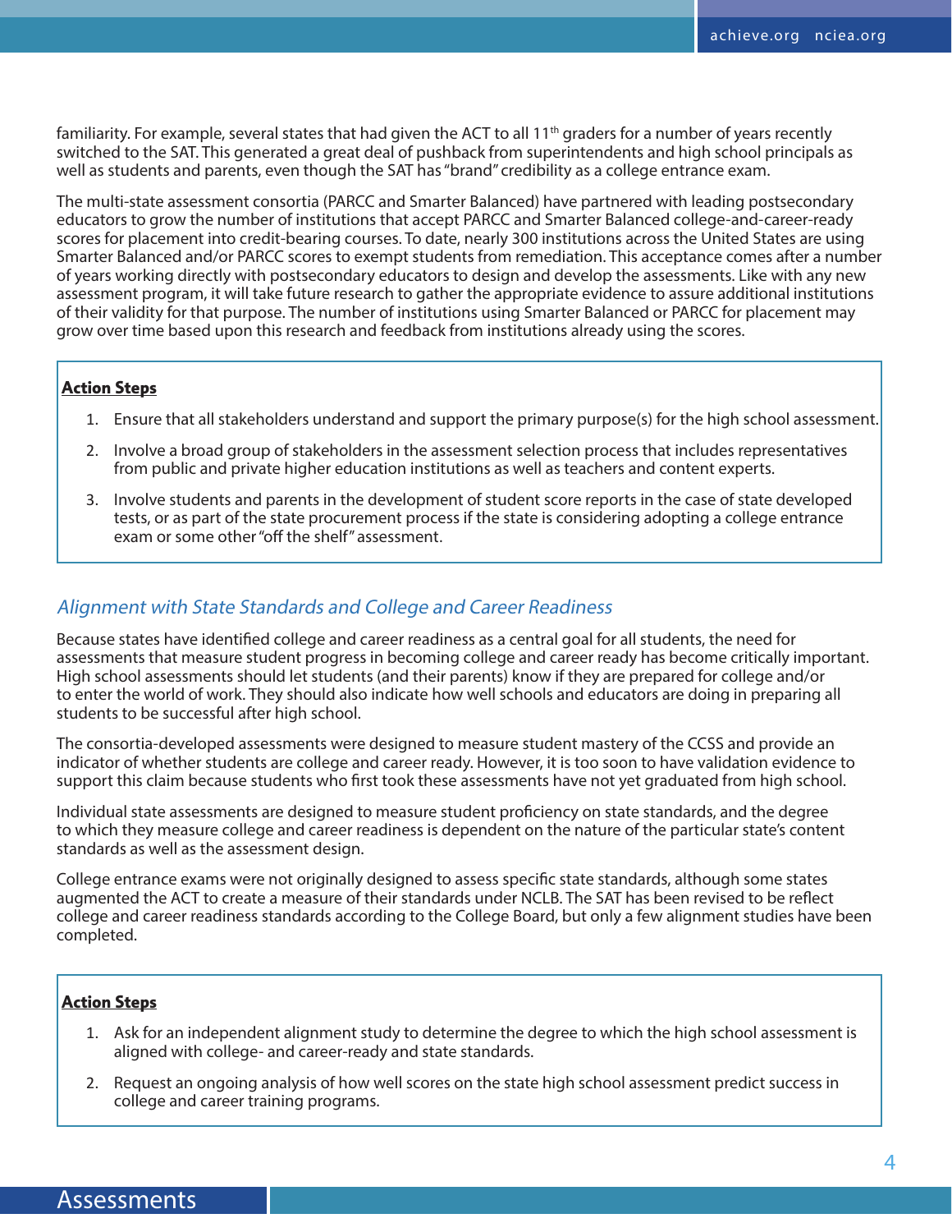familiarity. For example, several states that had given the ACT to all 11th graders for a number of years recently switched to the SAT. This generated a great deal of pushback from superintendents and high school principals as well as students and parents, even though the SAT has "brand" credibility as a college entrance exam.

The multi-state assessment consortia (PARCC and Smarter Balanced) have partnered with leading postsecondary educators to grow the number of institutions that accept PARCC and Smarter Balanced college-and-career-ready scores for placement into credit-bearing courses. To date, nearly 300 institutions across the United States are using Smarter Balanced and/or PARCC scores to exempt students from remediation. This acceptance comes after a number of years working directly with postsecondary educators to design and develop the assessments. Like with any new assessment program, it will take future research to gather the appropriate evidence to assure additional institutions of their validity for that purpose. The number of institutions using Smarter Balanced or PARCC for placement may grow over time based upon this research and feedback from institutions already using the scores.

**Action Steps**

1. Ensure that all stakeholders understand and support the primary purpose(s) for the high school assessment.
2. Involve a broad group of stakeholders in the assessment selection process that includes representatives from public and private higher education institutions as well as teachers and content experts.
3. Involve students and parents in the development of student score reports in the case of state developed tests, or as part of the state procurement process if the state is considering adopting a college entrance exam or some other "off the shelf" assessment.

### *Alignment with State Standards and College and Career Readiness*

Because states have identified college and career readiness as a central goal for all students, the need for assessments that measure student progress in becoming college and career ready has become critically important. High school assessments should let students (and their parents) know if they are prepared for college and/or to enter the world of work. They should also indicate how well schools and educators are doing in preparing all students to be successful after high school.

The consortia-developed assessments were designed to measure student mastery of the CCSS and provide an indicator of whether students are college and career ready. However, it is too soon to have validation evidence to support this claim because students who first took these assessments have not yet graduated from high school.

Individual state assessments are designed to measure student proficiency on state standards, and the degree to which they measure college and career readiness is dependent on the nature of the particular state's content standards as well as the assessment design.

College entrance exams were not originally designed to assess specific state standards, although some states augmented the ACT to create a measure of their standards under NCLB. The SAT has been revised to be reflect college and career readiness standards according to the College Board, but only a few alignment studies have been completed.

**Action Steps**

1. Ask for an independent alignment study to determine the degree to which the high school assessment is aligned with college- and career-ready and state standards.
2. Request an ongoing analysis of how well scores on the state high school assessment predict success in college and career training programs.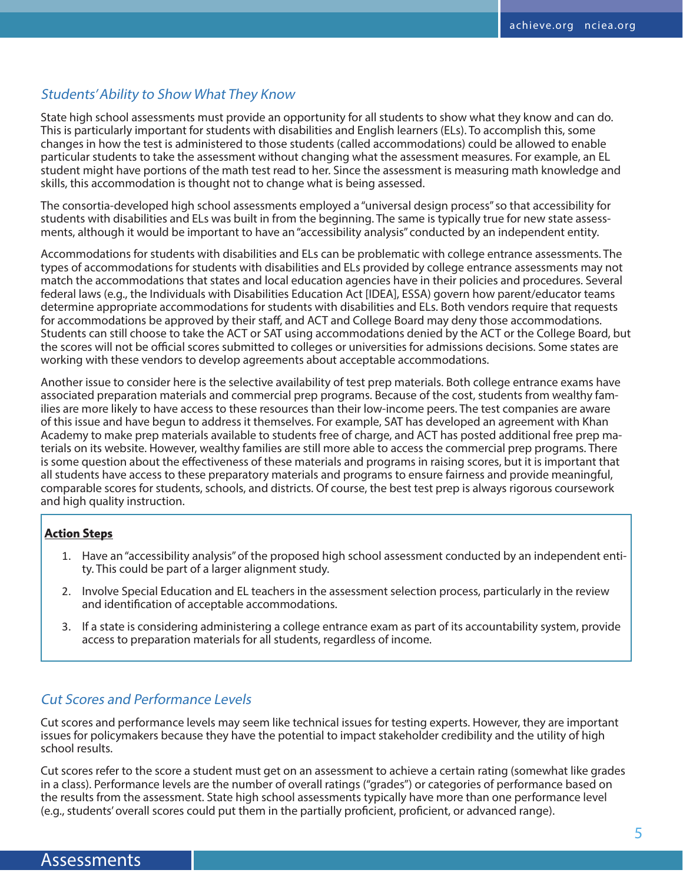### *Students' Ability to Show What They Know*

State high school assessments must provide an opportunity for all students to show what they know and can do. This is particularly important for students with disabilities and English learners (ELs). To accomplish this, some changes in how the test is administered to those students (called accommodations) could be allowed to enable particular students to take the assessment without changing what the assessment measures. For example, an EL student might have portions of the math test read to her. Since the assessment is measuring math knowledge and skills, this accommodation is thought not to change what is being assessed.

The consortia-developed high school assessments employed a "universal design process" so that accessibility for students with disabilities and ELs was built in from the beginning. The same is typically true for new state assessments, although it would be important to have an "accessibility analysis" conducted by an independent entity.

Accommodations for students with disabilities and ELs can be problematic with college entrance assessments. The types of accommodations for students with disabilities and ELs provided by college entrance assessments may not match the accommodations that states and local education agencies have in their policies and procedures. Several federal laws (e.g., the Individuals with Disabilities Education Act [IDEA], ESSA) govern how parent/educator teams determine appropriate accommodations for students with disabilities and ELs. Both vendors require that requests for accommodations be approved by their staff, and ACT and College Board may deny those accommodations. Students can still choose to take the ACT or SAT using accommodations denied by the ACT or the College Board, but the scores will not be official scores submitted to colleges or universities for admissions decisions. Some states are working with these vendors to develop agreements about acceptable accommodations.

Another issue to consider here is the selective availability of test prep materials. Both college entrance exams have associated preparation materials and commercial prep programs. Because of the cost, students from wealthy families are more likely to have access to these resources than their low-income peers. The test companies are aware of this issue and have begun to address it themselves. For example, SAT has developed an agreement with Khan Academy to make prep materials available to students free of charge, and ACT has posted additional free prep materials on its website. However, wealthy families are still more able to access the commercial prep programs. There is some question about the effectiveness of these materials and programs in raising scores, but it is important that all students have access to these preparatory materials and programs to ensure fairness and provide meaningful, comparable scores for students, schools, and districts. Of course, the best test prep is always rigorous coursework and high quality instruction.

**Action Steps**

1. Have an "accessibility analysis" of the proposed high school assessment conducted by an independent entity. This could be part of a larger alignment study.
2. Involve Special Education and EL teachers in the assessment selection process, particularly in the review and identification of acceptable accommodations.
3. If a state is considering administering a college entrance exam as part of its accountability system, provide access to preparation materials for all students, regardless of income.

### *Cut Scores and Performance Levels*

Cut scores and performance levels may seem like technical issues for testing experts. However, they are important issues for policymakers because they have the potential to impact stakeholder credibility and the utility of high school results.

Cut scores refer to the score a student must get on an assessment to achieve a certain rating (somewhat like grades in a class). Performance levels are the number of overall ratings ("grades") or categories of performance based on the results from the assessment. State high school assessments typically have more than one performance level (e.g., students' overall scores could put them in the partially proficient, proficient, or advanced range).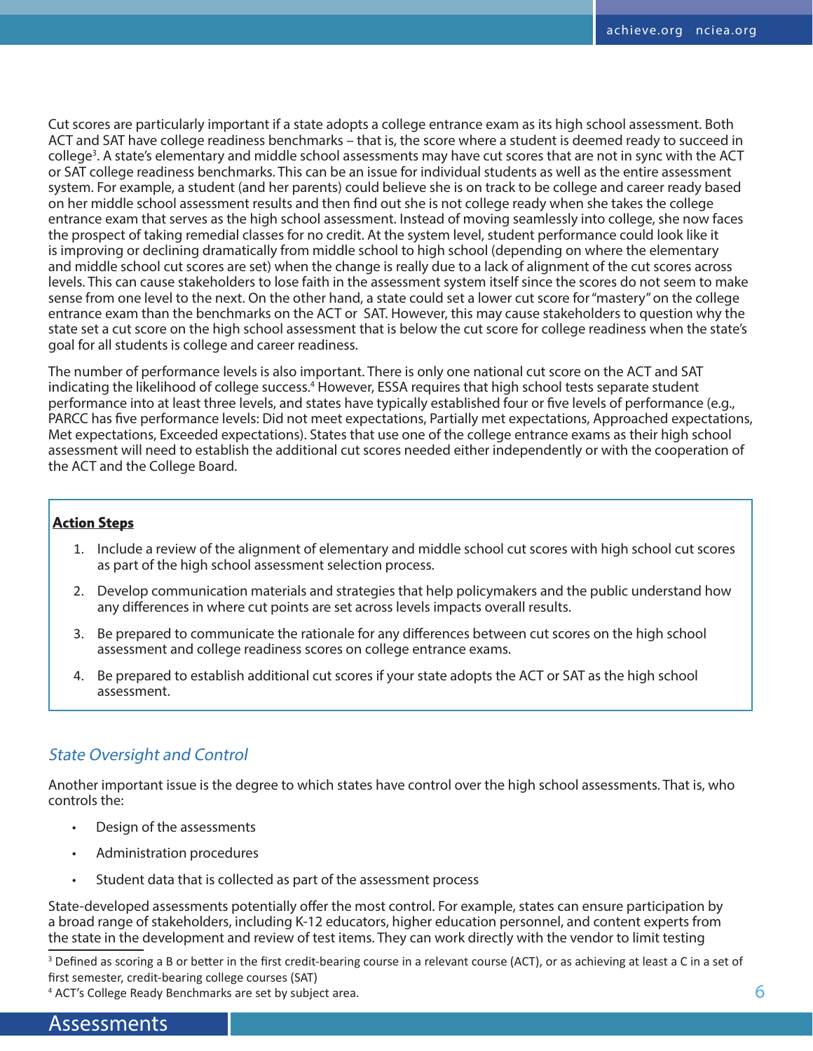Cut scores are particularly important if a state adopts a college entrance exam as its high school assessment. Both ACT and SAT have college readiness benchmarks – that is, the score where a student is deemed ready to succeed in college[3]. A state's elementary and middle school assessments may have cut scores that are not in sync with the ACT or SAT college readiness benchmarks. This can be an issue for individual students as well as the entire assessment system. For example, a student (and her parents) could believe she is on track to be college and career ready based on her middle school assessment results and then find out she is not college ready when she takes the college entrance exam that serves as the high school assessment. Instead of moving seamlessly into college, she now faces the prospect of taking remedial classes for no credit. At the system level, student performance could look like it is improving or declining dramatically from middle school to high school (depending on where the elementary and middle school cut scores are set) when the change is really due to a lack of alignment of the cut scores across levels. This can cause stakeholders to lose faith in the assessment system itself since the scores do not seem to make sense from one level to the next. On the other hand, a state could set a lower cut score for "mastery" on the college entrance exam than the benchmarks on the ACT or SAT. However, this may cause stakeholders to question why the state set a cut score on the high school assessment that is below the cut score for college readiness when the state's goal for all students is college and career readiness.

The number of performance levels is also important. There is only one national cut score on the ACT and SAT indicating the likelihood of college success.[4] However, ESSA requires that high school tests separate student performance into at least three levels, and states have typically established four or five levels of performance (e.g., PARCC has five performance levels: Did not meet expectations, Partially met expectations, Approached expectations, Met expectations, Exceeded expectations). States that use one of the college entrance exams as their high school assessment will need to establish the additional cut scores needed either independently or with the cooperation of the ACT and the College Board.

**Action Steps**

1. Include a review of the alignment of elementary and middle school cut scores with high school cut scores as part of the high school assessment selection process.
2. Develop communication materials and strategies that help policymakers and the public understand how any differences in where cut points are set across levels impacts overall results.
3. Be prepared to communicate the rationale for any differences between cut scores on the high school assessment and college readiness scores on college entrance exams.
4. Be prepared to establish additional cut scores if your state adopts the ACT or SAT as the high school assessment.

### *State Oversight and Control*

Another important issue is the degree to which states have control over the high school assessments. That is, who controls the:

- Design of the assessments
- Administration procedures
- Student data that is collected as part of the assessment process

State-developed assessments potentially offer the most control. For example, states can ensure participation by a broad range of stakeholders, including K-12 educators, higher education personnel, and content experts from the state in the development and review of test items. They can work directly with the vendor to limit testing

[3] Defined as scoring a B or better in the first credit-bearing course in a relevant course (ACT), or as achieving at least a C in a set of first semester, credit-bearing college courses (SAT)

[4] ACT's College Ready Benchmarks are set by subject area.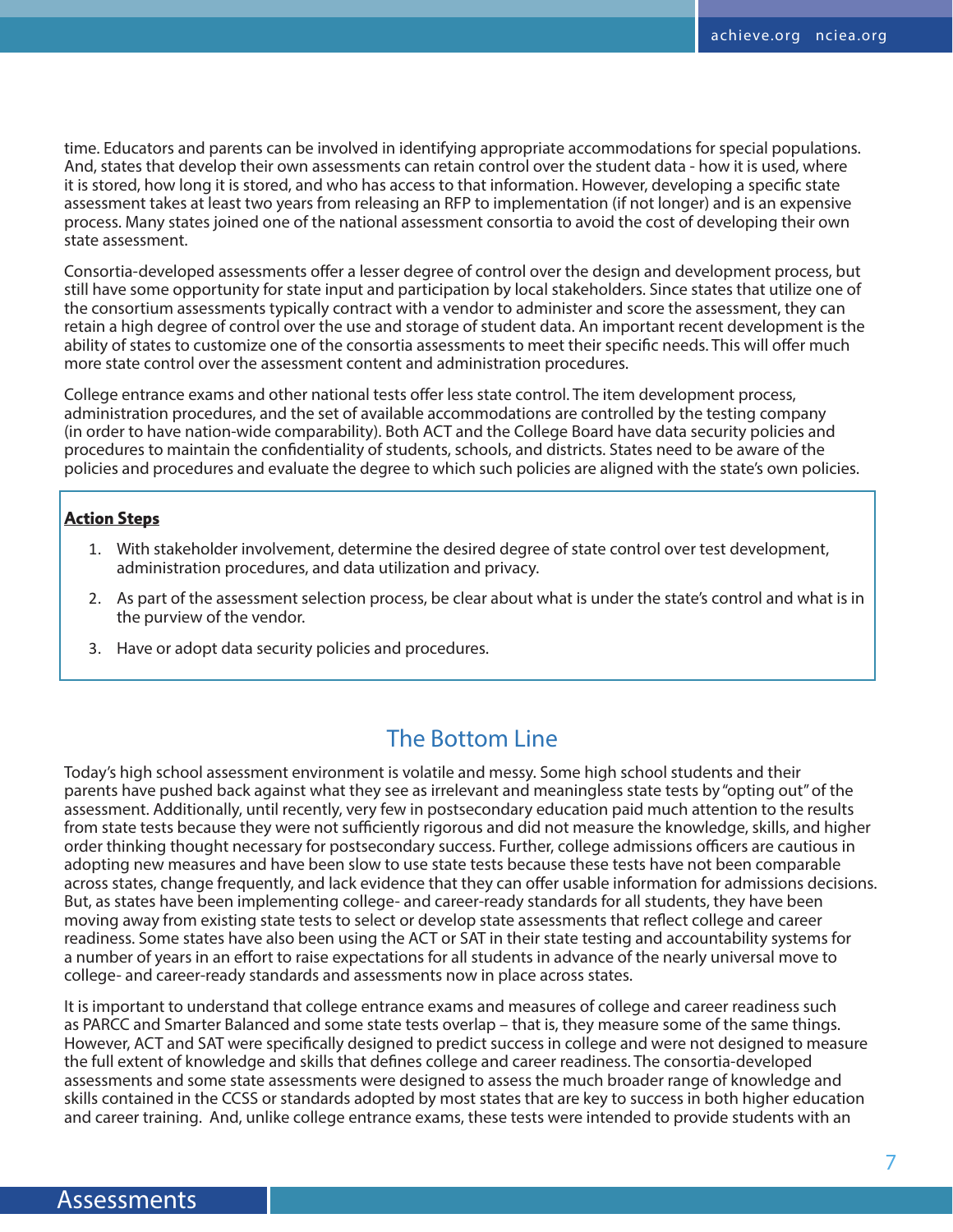time. Educators and parents can be involved in identifying appropriate accommodations for special populations. And, states that develop their own assessments can retain control over the student data - how it is used, where it is stored, how long it is stored, and who has access to that information. However, developing a specific state assessment takes at least two years from releasing an RFP to implementation (if not longer) and is an expensive process. Many states joined one of the national assessment consortia to avoid the cost of developing their own state assessment.

Consortia-developed assessments offer a lesser degree of control over the design and development process, but still have some opportunity for state input and participation by local stakeholders. Since states that utilize one of the consortium assessments typically contract with a vendor to administer and score the assessment, they can retain a high degree of control over the use and storage of student data. An important recent development is the ability of states to customize one of the consortia assessments to meet their specific needs. This will offer much more state control over the assessment content and administration procedures.

College entrance exams and other national tests offer less state control. The item development process, administration procedures, and the set of available accommodations are controlled by the testing company (in order to have nation-wide comparability). Both ACT and the College Board have data security policies and procedures to maintain the confidentiality of students, schools, and districts. States need to be aware of the policies and procedures and evaluate the degree to which such policies are aligned with the state's own policies.

**Action Steps**

1. With stakeholder involvement, determine the desired degree of state control over test development, administration procedures, and data utilization and privacy.
2. As part of the assessment selection process, be clear about what is under the state's control and what is in the purview of the vendor.
3. Have or adopt data security policies and procedures.

## The Bottom Line

Today's high school assessment environment is volatile and messy. Some high school students and their parents have pushed back against what they see as irrelevant and meaningless state tests by "opting out" of the assessment. Additionally, until recently, very few in postsecondary education paid much attention to the results from state tests because they were not sufficiently rigorous and did not measure the knowledge, skills, and higher order thinking thought necessary for postsecondary success. Further, college admissions officers are cautious in adopting new measures and have been slow to use state tests because these tests have not been comparable across states, change frequently, and lack evidence that they can offer usable information for admissions decisions. But, as states have been implementing college- and career-ready standards for all students, they have been moving away from existing state tests to select or develop state assessments that reflect college and career readiness. Some states have also been using the ACT or SAT in their state testing and accountability systems for a number of years in an effort to raise expectations for all students in advance of the nearly universal move to college- and career-ready standards and assessments now in place across states.

It is important to understand that college entrance exams and measures of college and career readiness such as PARCC and Smarter Balanced and some state tests overlap – that is, they measure some of the same things. However, ACT and SAT were specifically designed to predict success in college and were not designed to measure the full extent of knowledge and skills that defines college and career readiness. The consortia-developed assessments and some state assessments were designed to assess the much broader range of knowledge and skills contained in the CCSS or standards adopted by most states that are key to success in both higher education and career training. And, unlike college entrance exams, these tests were intended to provide students with an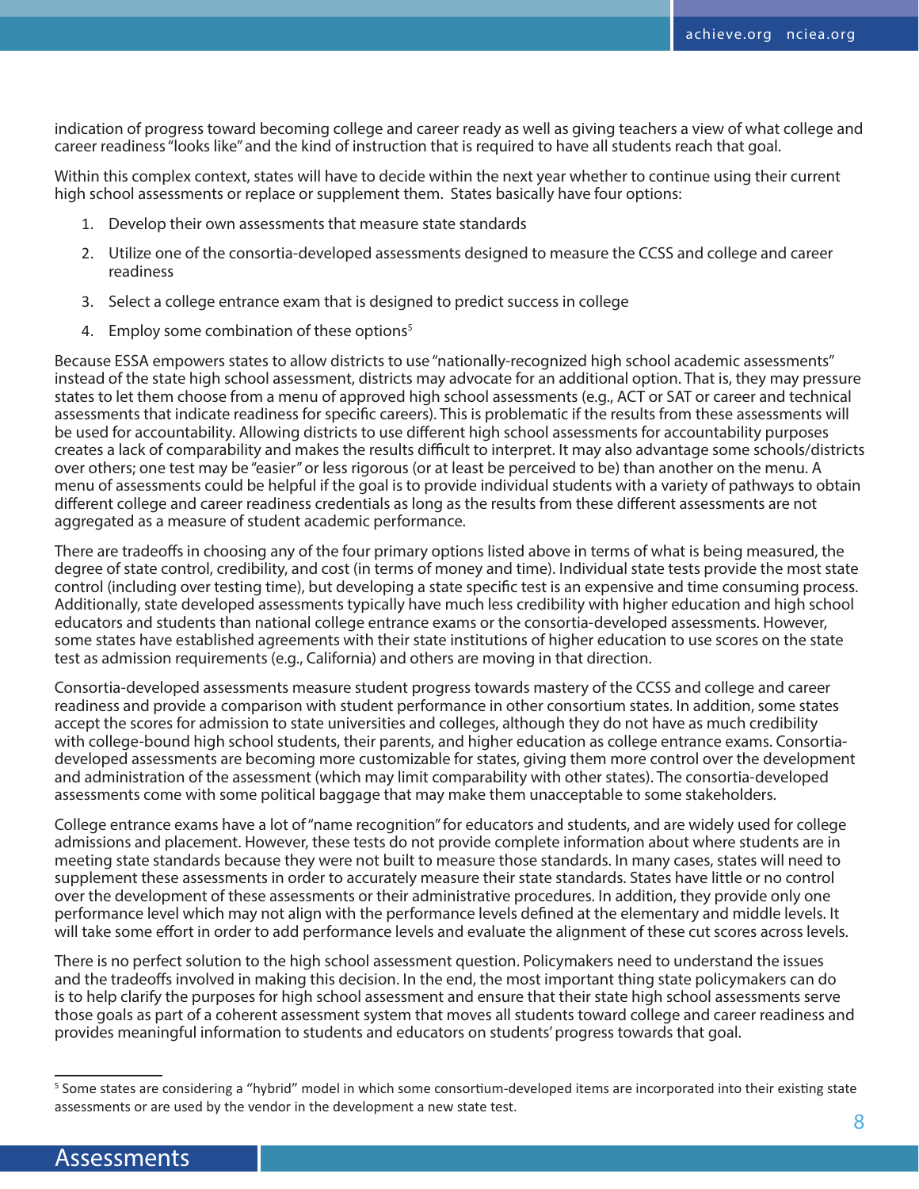indication of progress toward becoming college and career ready as well as giving teachers a view of what college and career readiness "looks like" and the kind of instruction that is required to have all students reach that goal.

Within this complex context, states will have to decide within the next year whether to continue using their current high school assessments or replace or supplement them. States basically have four options:

1. Develop their own assessments that measure state standards
2. Utilize one of the consortia-developed assessments designed to measure the CCSS and college and career readiness
3. Select a college entrance exam that is designed to predict success in college
4. Employ some combination of these options[5]

Because ESSA empowers states to allow districts to use "nationally-recognized high school academic assessments" instead of the state high school assessment, districts may advocate for an additional option. That is, they may pressure states to let them choose from a menu of approved high school assessments (e.g., ACT or SAT or career and technical assessments that indicate readiness for specific careers). This is problematic if the results from these assessments will be used for accountability. Allowing districts to use different high school assessments for accountability purposes creates a lack of comparability and makes the results difficult to interpret. It may also advantage some schools/districts over others; one test may be "easier" or less rigorous (or at least be perceived to be) than another on the menu. A menu of assessments could be helpful if the goal is to provide individual students with a variety of pathways to obtain different college and career readiness credentials as long as the results from these different assessments are not aggregated as a measure of student academic performance.

There are tradeoffs in choosing any of the four primary options listed above in terms of what is being measured, the degree of state control, credibility, and cost (in terms of money and time). Individual state tests provide the most state control (including over testing time), but developing a state specific test is an expensive and time consuming process. Additionally, state developed assessments typically have much less credibility with higher education and high school educators and students than national college entrance exams or the consortia-developed assessments. However, some states have established agreements with their state institutions of higher education to use scores on the state test as admission requirements (e.g., California) and others are moving in that direction.

Consortia-developed assessments measure student progress towards mastery of the CCSS and college and career readiness and provide a comparison with student performance in other consortium states. In addition, some states accept the scores for admission to state universities and colleges, although they do not have as much credibility with college-bound high school students, their parents, and higher education as college entrance exams. Consortia-developed assessments are becoming more customizable for states, giving them more control over the development and administration of the assessment (which may limit comparability with other states). The consortia-developed assessments come with some political baggage that may make them unacceptable to some stakeholders.

College entrance exams have a lot of "name recognition" for educators and students, and are widely used for college admissions and placement. However, these tests do not provide complete information about where students are in meeting state standards because they were not built to measure those standards. In many cases, states will need to supplement these assessments in order to accurately measure their state standards. States have little or no control over the development of these assessments or their administrative procedures. In addition, they provide only one performance level which may not align with the performance levels defined at the elementary and middle levels. It will take some effort in order to add performance levels and evaluate the alignment of these cut scores across levels.

There is no perfect solution to the high school assessment question. Policymakers need to understand the issues and the tradeoffs involved in making this decision. In the end, the most important thing state policymakers can do is to help clarify the purposes for high school assessment and ensure that their state high school assessments serve those goals as part of a coherent assessment system that moves all students toward college and career readiness and provides meaningful information to students and educators on students' progress towards that goal.

---

[5] Some states are considering a "hybrid" model in which some consortium-developed items are incorporated into their existing state assessments or are used by the vendor in the development a new state test.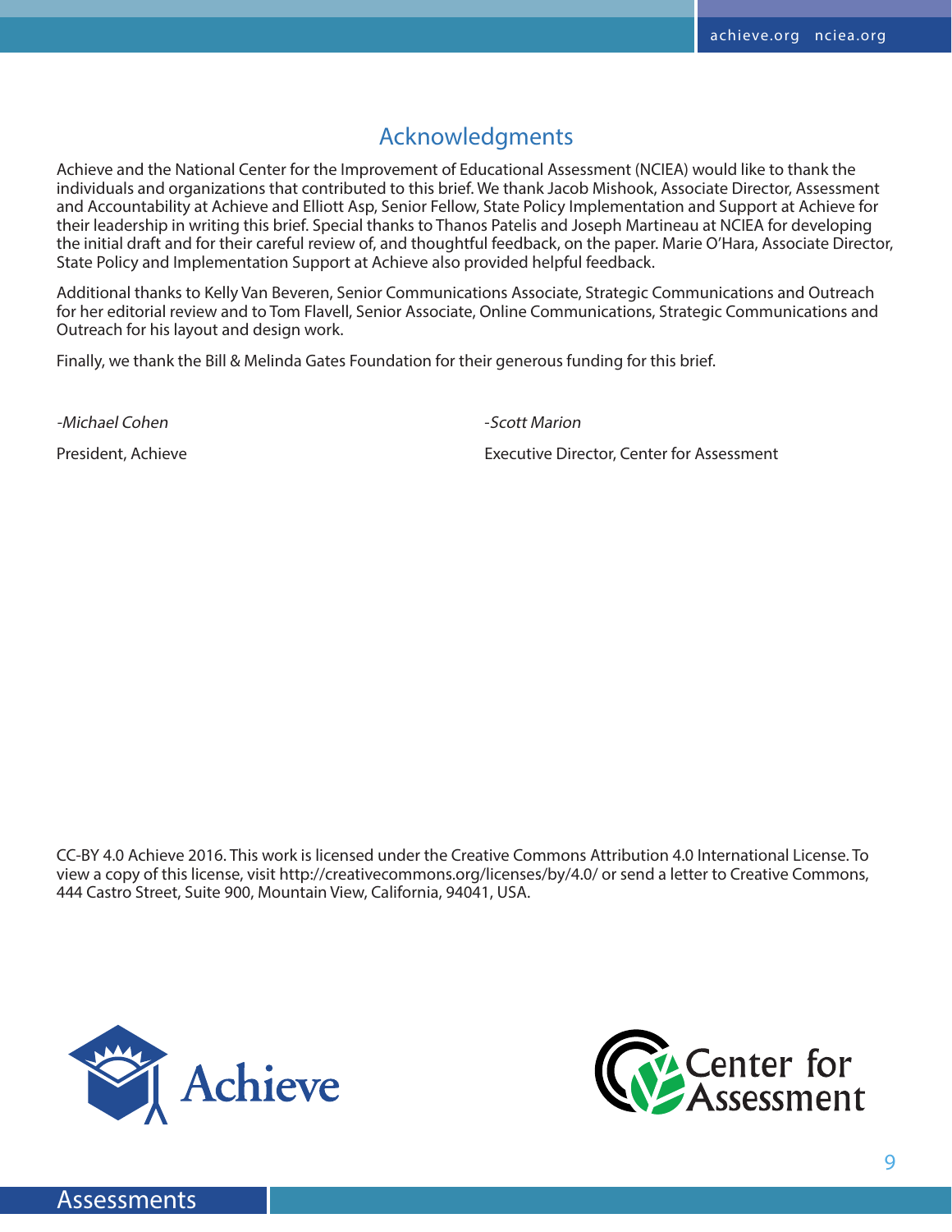## Acknowledgments

Achieve and the National Center for the Improvement of Educational Assessment (NCIEA) would like to thank the individuals and organizations that contributed to this brief. We thank Jacob Mishook, Associate Director, Assessment and Accountability at Achieve and Elliott Asp, Senior Fellow, State Policy Implementation and Support at Achieve for their leadership in writing this brief. Special thanks to Thanos Patelis and Joseph Martineau at NCIEA for developing the initial draft and for their careful review of, and thoughtful feedback, on the paper. Marie O'Hara, Associate Director, State Policy and Implementation Support at Achieve also provided helpful feedback.

Additional thanks to Kelly Van Beveren, Senior Communications Associate, Strategic Communications and Outreach for her editorial review and to Tom Flavell, Senior Associate, Online Communications, Strategic Communications and Outreach for his layout and design work.

Finally, we thank the Bill & Melinda Gates Foundation for their generous funding for this brief.

*-Michael Cohen*

President, Achieve

*-Scott Marion*

Executive Director, Center for Assessment

CC-BY 4.0 Achieve 2016. This work is licensed under the Creative Commons Attribution 4.0 International License. To view a copy of this license, visit http://creativecommons.org/licenses/by/4.0/ or send a letter to Creative Commons, 444 Castro Street, Suite 900, Mountain View, California, 94041, USA.